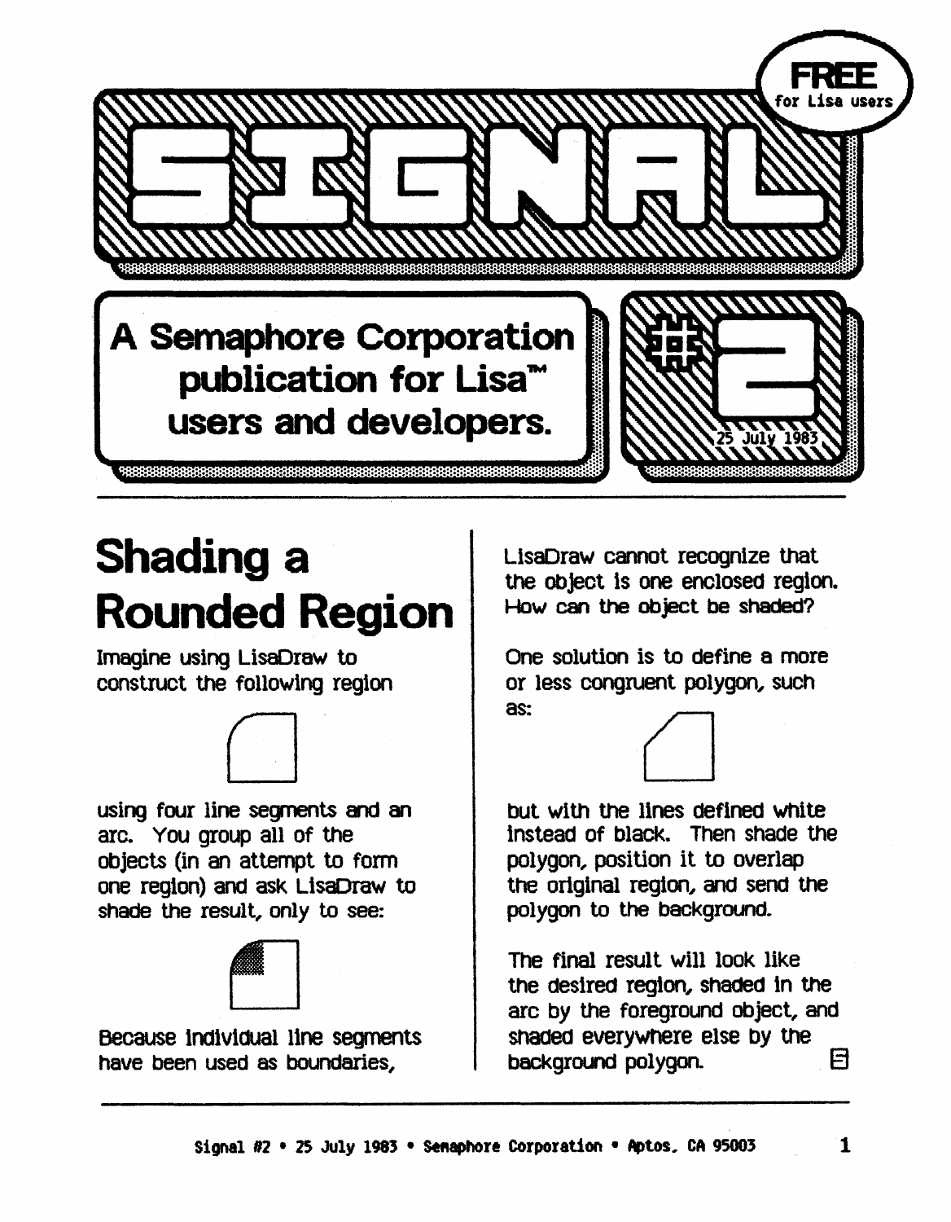# SIGNAL

FREE for Lisa users

A Semaphore Corporation publication for Lisa™ users and developers.

#2

25 July 1983

## Shading a Rounded Region

Imagine using LisaDraw to construct the following region

using four line segments and an arc. You group all of the objects (in an attempt to form one region) and ask LisaDraw to shade the result, only to see:

Because individual line segments have been used as boundaries, LisaDraw cannot recognize that the object is one enclosed region. How can the object be shaded?

One solution is to define a more or less congruent polygon, such as:

but with the lines defined white instead of black. Then shade the polygon, position it to overlap the original region, and send the polygon to the background.

The final result will look like the desired region, shaded in the arc by the foreground object, and shaded everywhere else by the background polygon.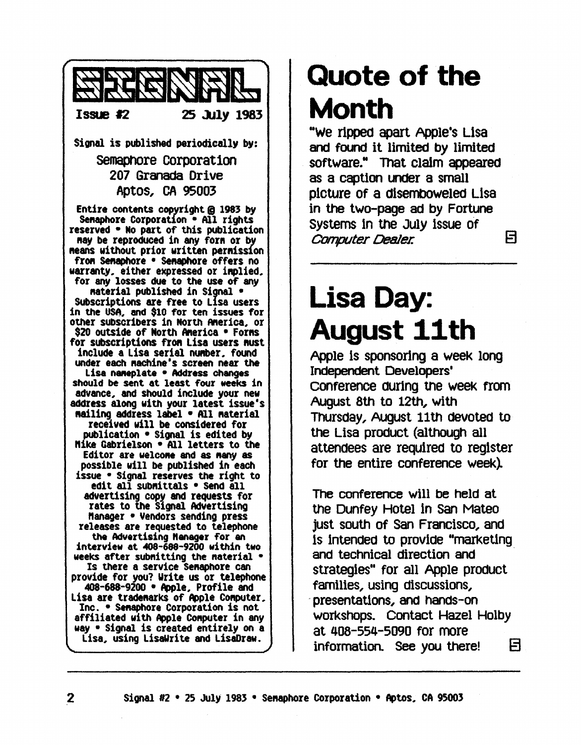# SIGNAL

**Issue #2** **25 July 1983**

**Signal is published periodically by:**

Semaphore Corporation
207 Granada Drive
Aptos, CA 95003

**Entire contents copyright © 1983 by Semaphore Corporation • All rights reserved • No part of this publication may be reproduced in any form or by means without prior written permission from Semaphore • Semaphore offers no warranty, either expressed or implied, for any losses due to the use of any material published in Signal • Subscriptions are free to Lisa users in the USA, and $10 for ten issues for other subscribers in North America, or $20 outside of North America • Forms for subscriptions from Lisa users must include a Lisa serial number, found under each machine's screen near the Lisa nameplate • Address changes should be sent at least four weeks in advance, and should include your new address along with your latest issue's mailing address label • All material received will be considered for publication • Signal is edited by Mike Gabrielson • All letters to the Editor are welcome and as many as possible will be published in each issue • Signal reserves the right to edit all submittals • Send all advertising copy and requests for rates to the Signal Advertising Manager • Vendors sending press releases are requested to telephone the Advertising Manager for an interview at 408-688-9200 within two weeks after submitting the material • Is there a service Semaphore can provide for you? Write us or telephone 408-688-9200 • Apple, Profile and Lisa are trademarks of Apple Computer, Inc. • Semaphore Corporation is not affiliated with Apple Computer in any way • Signal is created entirely on a Lisa, using LisaWrite and LisaDraw.**

# Quote of the Month

"We ripped apart Apple's Lisa and found it limited by limited software." That claim appeared as a caption under a small picture of a disemboweled Lisa in the two-page ad by Fortune Systems in the July issue of *Computer Dealer.*

# Lisa Day: August 11th

Apple is sponsoring a week long Independent Developers' Conference during the week from August 8th to 12th, with Thursday, August 11th devoted to the Lisa product (although all attendees are required to register for the entire conference week).

The conference will be held at the Dunfey Hotel in San Mateo just south of San Francisco, and is intended to provide "marketing and technical direction and strategies" for all Apple product families, using discussions, presentations, and hands-on workshops. Contact Hazel Holby at 408-554-5090 for more information. See you there!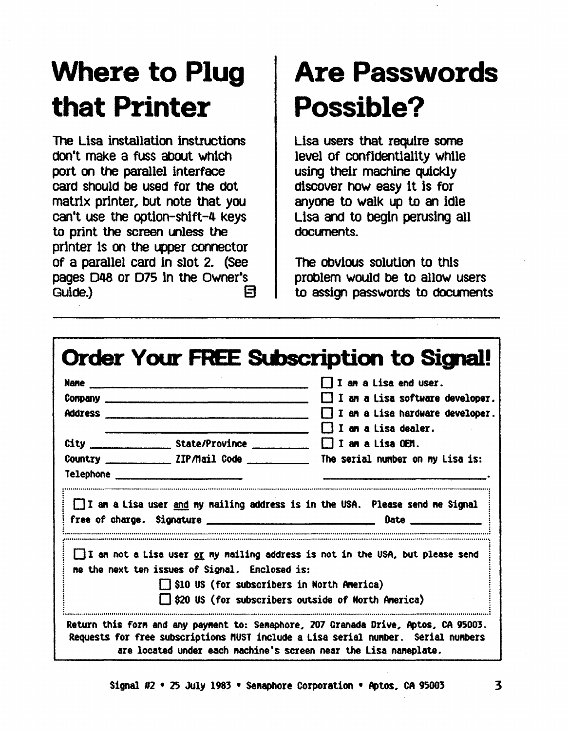# Where to Plug that Printer

The Lisa installation instructions don't make a fuss about which port on the parallel interface card should be used for the dot matrix printer, but note that you can't use the option-shift-4 keys to print the screen unless the printer is on the upper connector of a parallel card in slot 2. (See pages D48 or D75 in the Owner's Guide.) ⊟

# Are Passwords Possible?

Lisa users that require some level of confidentiality while using their machine quickly discover how easy it is for anyone to walk up to an idle Lisa and to begin perusing all documents.

The obvious solution to this problem would be to allow users to assign passwords to documents

---

## Order Your FREE Subscription to Signal!

Name ______________________________

Company ______________________________

Address ______________________________

______________________________

City ____________ State/Province ________

Country ____________ ZIP/Mail Code ________

Telephone ____________________

☐ I am a Lisa end user.

☐ I am a Lisa software developer.

☐ I am a Lisa hardware developer.

☐ I am a Lisa dealer.

☐ I am a Lisa OEM.

The serial number on my Lisa is: ____________________.

☐ I am a Lisa user and my mailing address is in the USA. Please send me Signal free of charge. Signature ____________________ Date __________

☐ I am not a Lisa user or my mailing address is not in the USA, but please send me the next ten issues of Signal. Enclosed is:

☐ $10 US (for subscribers in North America)

☐ $20 US (for subscribers outside of North America)

Return this form and any payment to: Semaphore, 207 Granada Drive, Aptos, CA 95003. Requests for free subscriptions MUST include a Lisa serial number. Serial numbers are located under each machine's screen near the Lisa nameplate.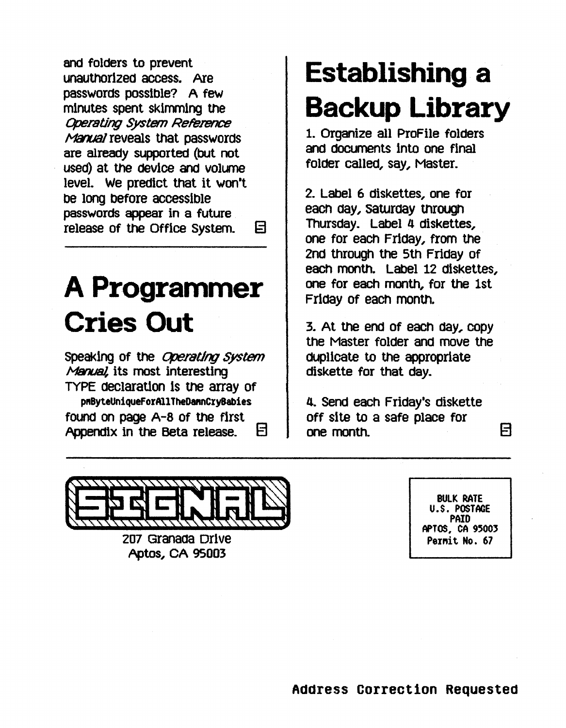and folders to prevent unauthorized access. Are passwords possible? A few minutes spent skimming the *Operating System Reference Manual* reveals that passwords are already supported (but not used) at the device and volume level. We predict that it won't be long before accessible passwords appear in a future release of the Office System.

# A Programmer Cries Out

Speaking of the *Operating System Manual*, its most interesting TYPE declaration is the array of

`pmByteUniqueForAllTheDamnCryBabies`

found on page A-8 of the first Appendix in the Beta release.

# Establishing a Backup Library

1. Organize all ProFile folders and documents into one final folder called, say, Master.

2. Label 6 diskettes, one for each day, Saturday through Thursday. Label 4 diskettes, one for each Friday, from the 2nd through the 5th Friday of each month. Label 12 diskettes, one for each month, for the 1st Friday of each month.

3. At the end of each day, copy the Master folder and move the duplicate to the appropriate diskette for that day.

4. Send each Friday's diskette off site to a safe place for one month.

SIGNAL

207 Granada Drive
Aptos, CA 95003

BULK RATE
U.S. POSTAGE
PAID
APTOS, CA 95003
Permit No. 67

Address Correction Requested